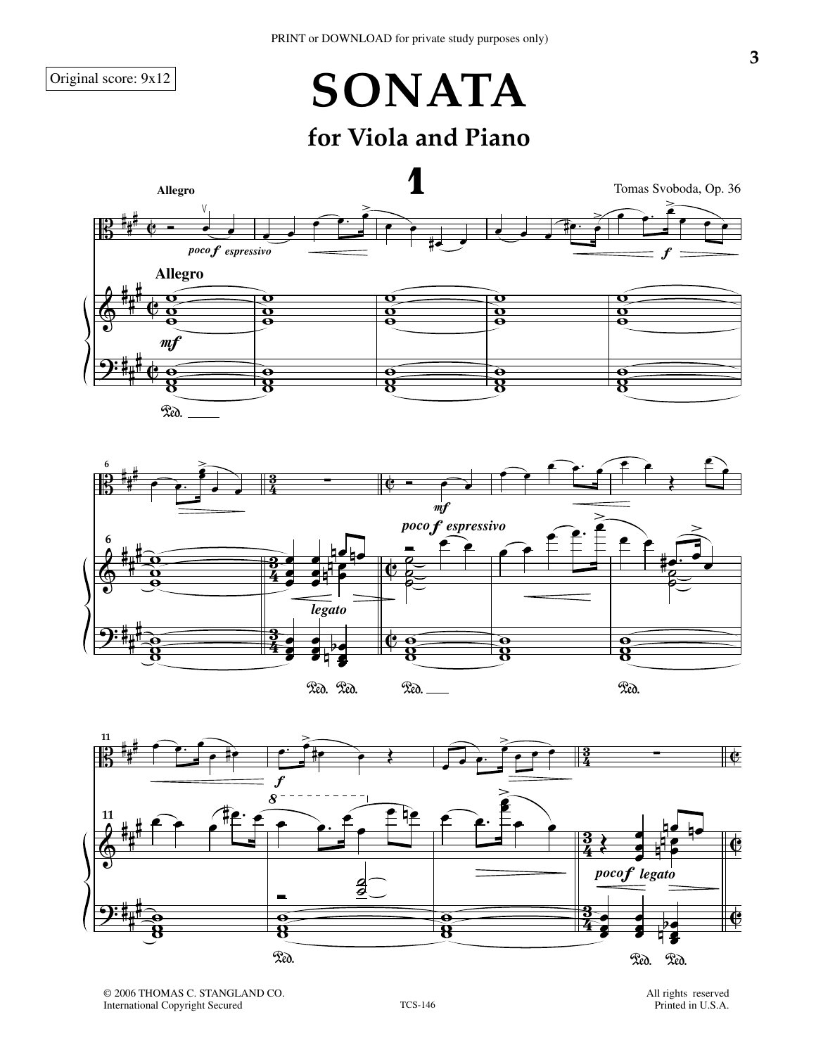# SONATA

## for Viola and Piano

# 1

Tomas Svoboda, Op. 36

© 2006 THOMAS C. STANGLAND CO.
International Copyright Secured

TCS-146

All rights reserved
Printed in U.S.A.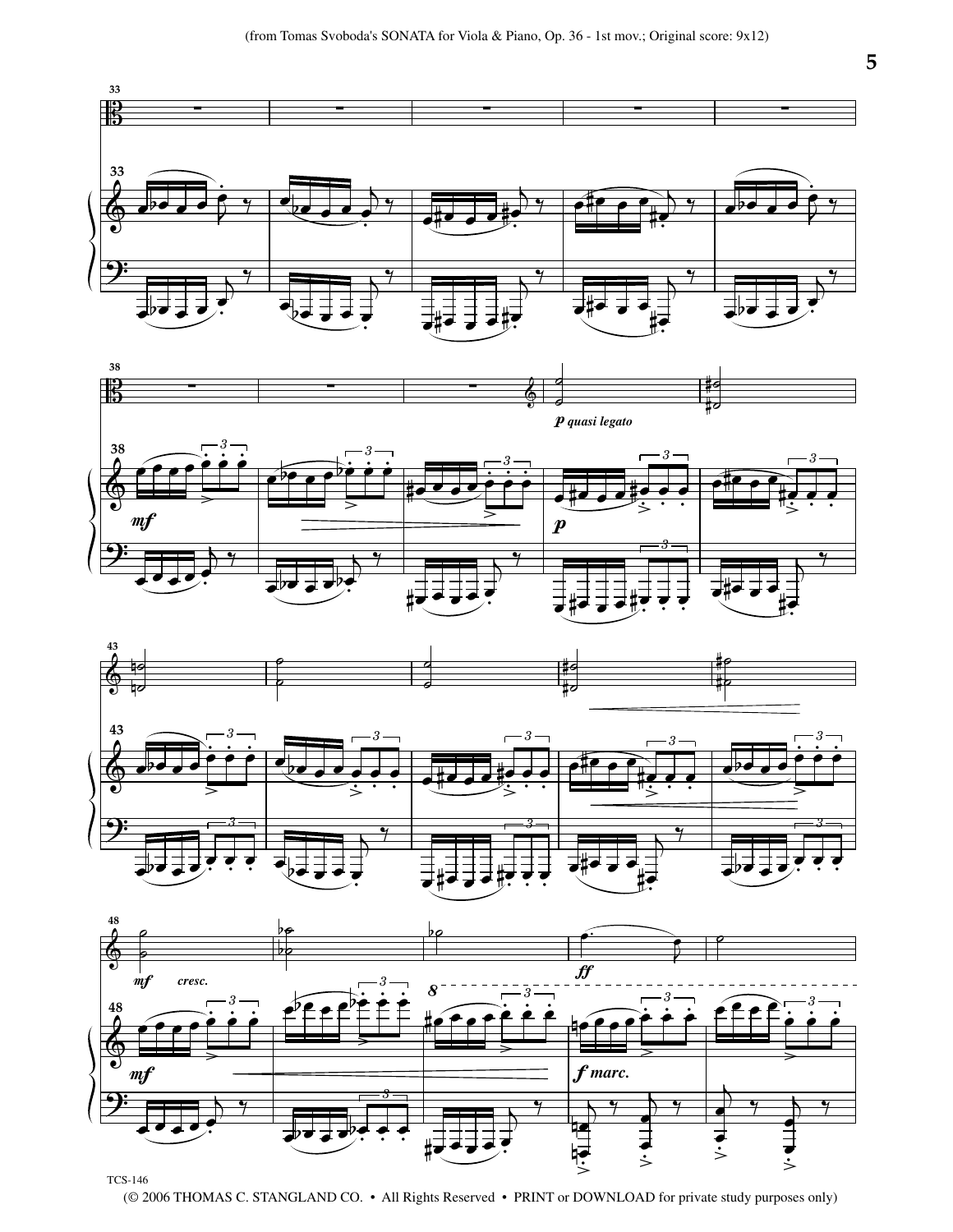(from Tomas Svoboda's SONATA for Viola & Piano, Op. 36 - 1st mov.; Original score: 9x12)

TCS-146

(© 2006 THOMAS C. STANGLAND CO. • All Rights Reserved • PRINT or DOWNLOAD for private study purposes only)